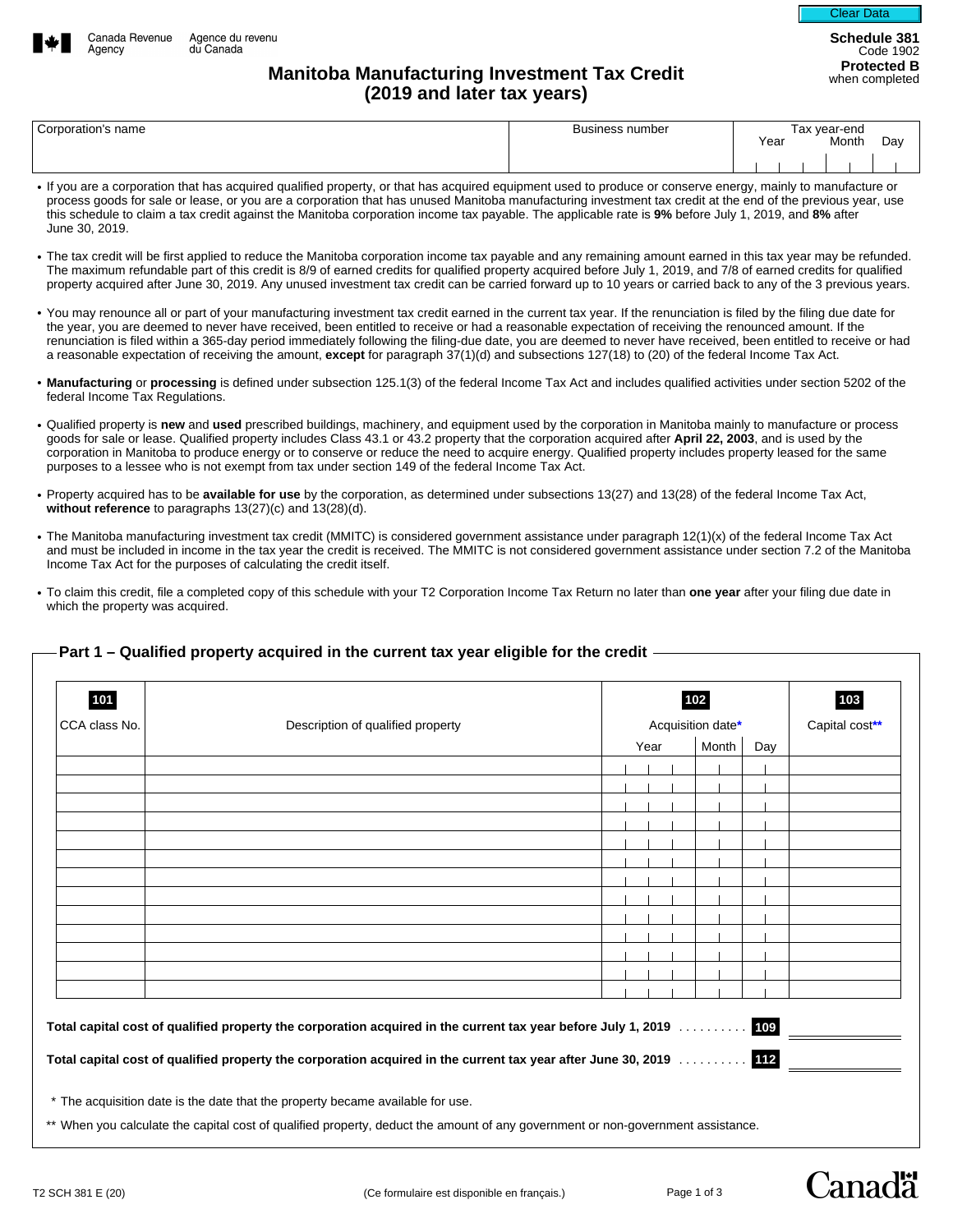Canada Revenue Agency / Agence du revenu du Canada

**Schedule 381**
Code 1902
**Protected B** when completed

# Manitoba Manufacturing Investment Tax Credit (2019 and later tax years)

| Corporation's name | Business number | Tax year-end Year Month Day |
|---|---|---|
| | | |

- If you are a corporation that has acquired qualified property, or that has acquired equipment used to produce or conserve energy, mainly to manufacture or process goods for sale or lease, or you are a corporation that has unused Manitoba manufacturing investment tax credit at the end of the previous year, use this schedule to claim a tax credit against the Manitoba corporation income tax payable. The applicable rate is **9%** before July 1, 2019, and **8%** after June 30, 2019.
- The tax credit will be first applied to reduce the Manitoba corporation income tax payable and any remaining amount earned in this tax year may be refunded. The maximum refundable part of this credit is 8/9 of earned credits for qualified property acquired before July 1, 2019, and 7/8 of earned credits for qualified property acquired after June 30, 2019. Any unused investment tax credit can be carried forward up to 10 years or carried back to any of the 3 previous years.
- You may renounce all or part of your manufacturing investment tax credit earned in the current tax year. If the renunciation is filed by the filing due date for the year, you are deemed to never have received, been entitled to receive or had a reasonable expectation of receiving the renounced amount. If the renunciation is filed within a 365-day period immediately following the filing-due date, you are deemed to never have received, been entitled to receive or had a reasonable expectation of receiving the amount, **except** for paragraph 37(1)(d) and subsections 127(18) to (20) of the federal Income Tax Act.
- **Manufacturing** or **processing** is defined under subsection 125.1(3) of the federal Income Tax Act and includes qualified activities under section 5202 of the federal Income Tax Regulations.
- Qualified property is **new** and **used** prescribed buildings, machinery, and equipment used by the corporation in Manitoba mainly to manufacture or process goods for sale or lease. Qualified property includes Class 43.1 or 43.2 property that the corporation acquired after **April 22, 2003**, and is used by the corporation in Manitoba to produce energy or to conserve or reduce the need to acquire energy. Qualified property includes property leased for the same purposes to a lessee who is not exempt from tax under section 149 of the federal Income Tax Act.
- Property acquired has to be **available for use** by the corporation, as determined under subsections 13(27) and 13(28) of the federal Income Tax Act, **without reference** to paragraphs 13(27)(c) and 13(28)(d).
- The Manitoba manufacturing investment tax credit (MMITC) is considered government assistance under paragraph 12(1)(x) of the federal Income Tax Act and must be included in income in the tax year the credit is received. The MMITC is not considered government assistance under section 7.2 of the Manitoba Income Tax Act for the purposes of calculating the credit itself.
- To claim this credit, file a completed copy of this schedule with your T2 Corporation Income Tax Return no later than **one year** after your filing due date in which the property was acquired.

## Part 1 – Qualified property acquired in the current tax year eligible for the credit

| 101<br>CCA class No. | Description of qualified property | 102<br>Acquisition date* Year | Month | Day | 103<br>Capital cost** |
|---|---|---|---|---|---|
| | | | | | |
| | | | | | |
| | | | | | |
| | | | | | |
| | | | | | |
| | | | | | |
| | | | | | |
| | | | | | |
| | | | | | |
| | | | | | |
| | | | | | |
| | | | | | |
| | | | | | |

**Total capital cost of qualified property the corporation acquired in the current tax year before July 1, 2019** .......... 109 ________

**Total capital cost of qualified property the corporation acquired in the current tax year after June 30, 2019** .......... 112 ________

\* The acquisition date is the date that the property became available for use.

\*\* When you calculate the capital cost of qualified property, deduct the amount of any government or non-government assistance.

T2 SCH 381 E (20) (Ce formulaire est disponible en français.)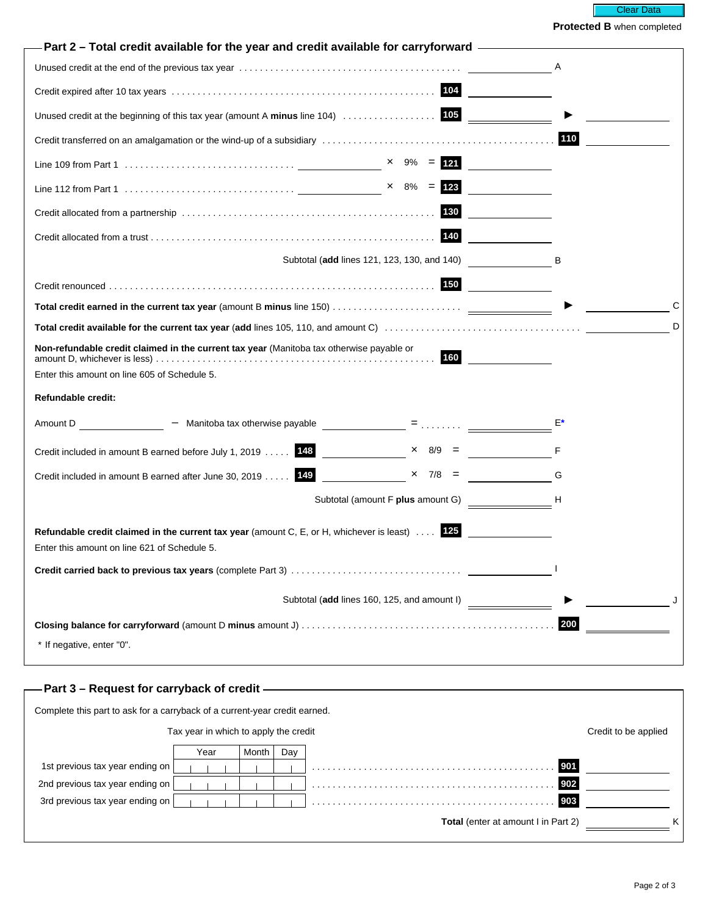Protected B when completed

## Part 2 – Total credit available for the year and credit available for carryforward

| | | | |
|---|---|---|---|
| Unused credit at the end of the previous tax year | | | A |
| Credit expired after 10 tax years | 104 | | |
| Unused credit at the beginning of this tax year (amount A **minus** line 104) | 105 | ▶ | |
| Credit transferred on an amalgamation or the wind-up of a subsidiary | | 110 | |
| Line 109 from Part 1 ____ × 9% = | 121 | | |
| Line 112 from Part 1 ____ × 8% = | 123 | | |
| Credit allocated from a partnership | 130 | | |
| Credit allocated from a trust | 140 | | |
| Subtotal (**add** lines 121, 123, 130, and 140) | | | B |
| Credit renounced | 150 | | |
| **Total credit earned in the current tax year** (amount B **minus** line 150) | | ▶ | C |
| **Total credit available for the current tax year** (**add** lines 105, 110, and amount C) | | | D |
| **Non-refundable credit claimed in the current tax year** (Manitoba tax otherwise payable or amount D, whichever is less) | 160 | | |

Enter this amount on line 605 of Schedule 5.

**Refundable credit:**

| | | | |
|---|---|---|---|
| Amount D ____ − Manitoba tax otherwise payable ____ = | | | E* |
| Credit included in amount B earned before July 1, 2019 | 148 | ____ × 8/9 = | F |
| Credit included in amount B earned after June 30, 2019 | 149 | ____ × 7/8 = | G |
| Subtotal (amount F **plus** amount G) | | | H |
| **Refundable credit claimed in the current tax year** (amount C, E, or H, whichever is least) | 125 | | |

Enter this amount on line 621 of Schedule 5.

| | | | |
|---|---|---|---|
| **Credit carried back to previous tax years** (complete Part 3) | | | I |
| Subtotal (**add** lines 160, 125, and amount I) | | ▶ | J |
| **Closing balance for carryforward** (amount D **minus** amount J) | | 200 | |

\* If negative, enter "0".

## Part 3 – Request for carryback of credit

Complete this part to ask for a carryback of a current-year credit earned.

| Tax year in which to apply the credit | Year | Month | Day | | Credit to be applied |
|---|---|---|---|---|---|
| 1st previous tax year ending on | | | | 901 | |
| 2nd previous tax year ending on | | | | 902 | |
| 3rd previous tax year ending on | | | | 903 | |
| **Total** (enter at amount I in Part 2) | | | | | K |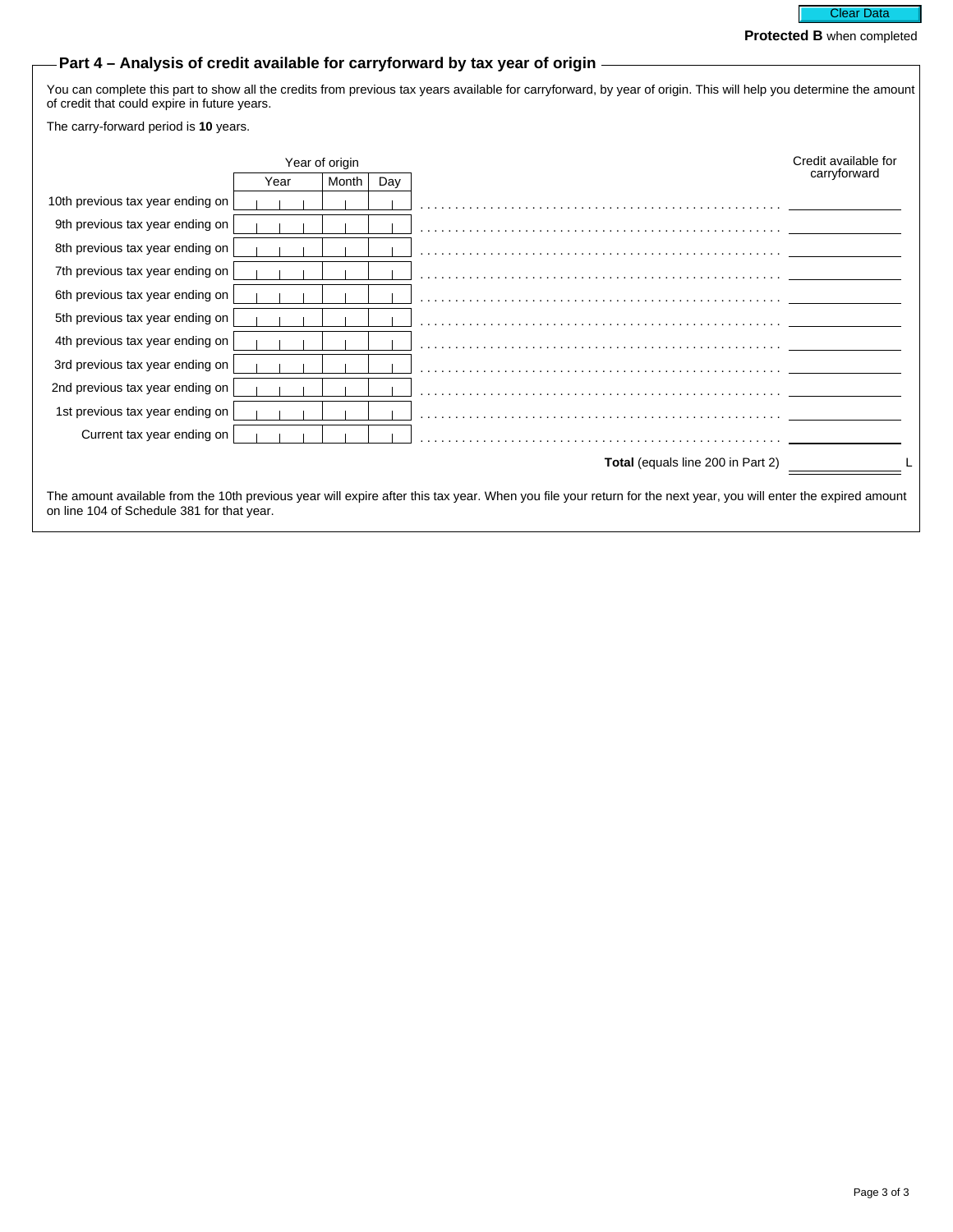Protected B when completed

## Part 4 – Analysis of credit available for carryforward by tax year of origin

You can complete this part to show all the credits from previous tax years available for carryforward, by year of origin. This will help you determine the amount of credit that could expire in future years.

The carry-forward period is **10** years.

| | Year of origin – Year | Month | Day | Credit available for carryforward |
|---|---|---|---|---|
| 10th previous tax year ending on | | | | |
| 9th previous tax year ending on | | | | |
| 8th previous tax year ending on | | | | |
| 7th previous tax year ending on | | | | |
| 6th previous tax year ending on | | | | |
| 5th previous tax year ending on | | | | |
| 4th previous tax year ending on | | | | |
| 3rd previous tax year ending on | | | | |
| 2nd previous tax year ending on | | | | |
| 1st previous tax year ending on | | | | |
| Current tax year ending on | | | | |
| **Total** (equals line 200 in Part 2) | | | | L |

The amount available from the 10th previous year will expire after this tax year. When you file your return for the next year, you will enter the expired amount on line 104 of Schedule 381 for that year.